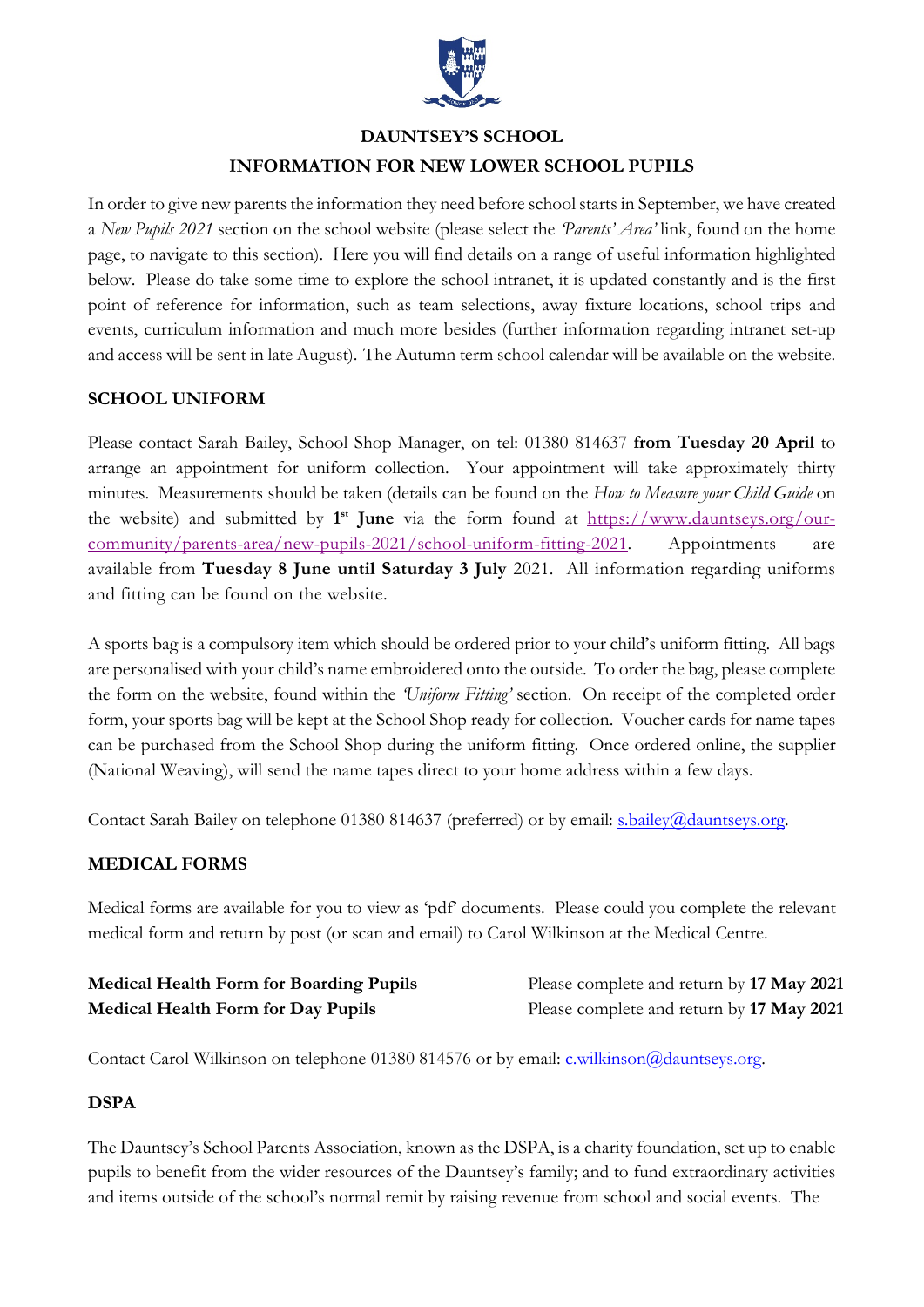# DAUNTSEY'S SCHOOL

## INFORMATION FOR NEW LOWER SCHOOL PUPILS

In order to give new parents the information they need before school starts in September, we have created a *New Pupils 2021* section on the school website (please select the *'Parents' Area'* link, found on the home page, to navigate to this section). Here you will find details on a range of useful information highlighted below. Please do take some time to explore the school intranet, it is updated constantly and is the first point of reference for information, such as team selections, away fixture locations, school trips and events, curriculum information and much more besides (further information regarding intranet set-up and access will be sent in late August). The Autumn term school calendar will be available on the website.

### SCHOOL UNIFORM

Please contact Sarah Bailey, School Shop Manager, on tel: 01380 814637 **from Tuesday 20 April** to arrange an appointment for uniform collection. Your appointment will take approximately thirty minutes. Measurements should be taken (details can be found on the *How to Measure your Child Guide* on the website) and submitted by **1st June** via the form found at [https://www.dauntseys.org/our-community/parents-area/new-pupils-2021/school-uniform-fitting-2021](https://www.dauntseys.org/our-community/parents-area/new-pupils-2021/school-uniform-fitting-2021). Appointments are available from **Tuesday 8 June until Saturday 3 July** 2021. All information regarding uniforms and fitting can be found on the website.

A sports bag is a compulsory item which should be ordered prior to your child's uniform fitting. All bags are personalised with your child's name embroidered onto the outside. To order the bag, please complete the form on the website, found within the *'Uniform Fitting'* section. On receipt of the completed order form, your sports bag will be kept at the School Shop ready for collection. Voucher cards for name tapes can be purchased from the School Shop during the uniform fitting. Once ordered online, the supplier (National Weaving), will send the name tapes direct to your home address within a few days.

Contact Sarah Bailey on telephone 01380 814637 (preferred) or by email: [s.bailey@dauntseys.org](mailto:s.bailey@dauntseys.org).

### MEDICAL FORMS

Medical forms are available for you to view as 'pdf' documents. Please could you complete the relevant medical form and return by post (or scan and email) to Carol Wilkinson at the Medical Centre.

| | |
|---|---|
| **Medical Health Form for Boarding Pupils** | Please complete and return by **17 May 2021** |
| **Medical Health Form for Day Pupils** | Please complete and return by **17 May 2021** |

Contact Carol Wilkinson on telephone 01380 814576 or by email: [c.wilkinson@dauntseys.org](mailto:c.wilkinson@dauntseys.org).

### DSPA

The Dauntsey's School Parents Association, known as the DSPA, is a charity foundation, set up to enable pupils to benefit from the wider resources of the Dauntsey's family; and to fund extraordinary activities and items outside of the school's normal remit by raising revenue from school and social events. The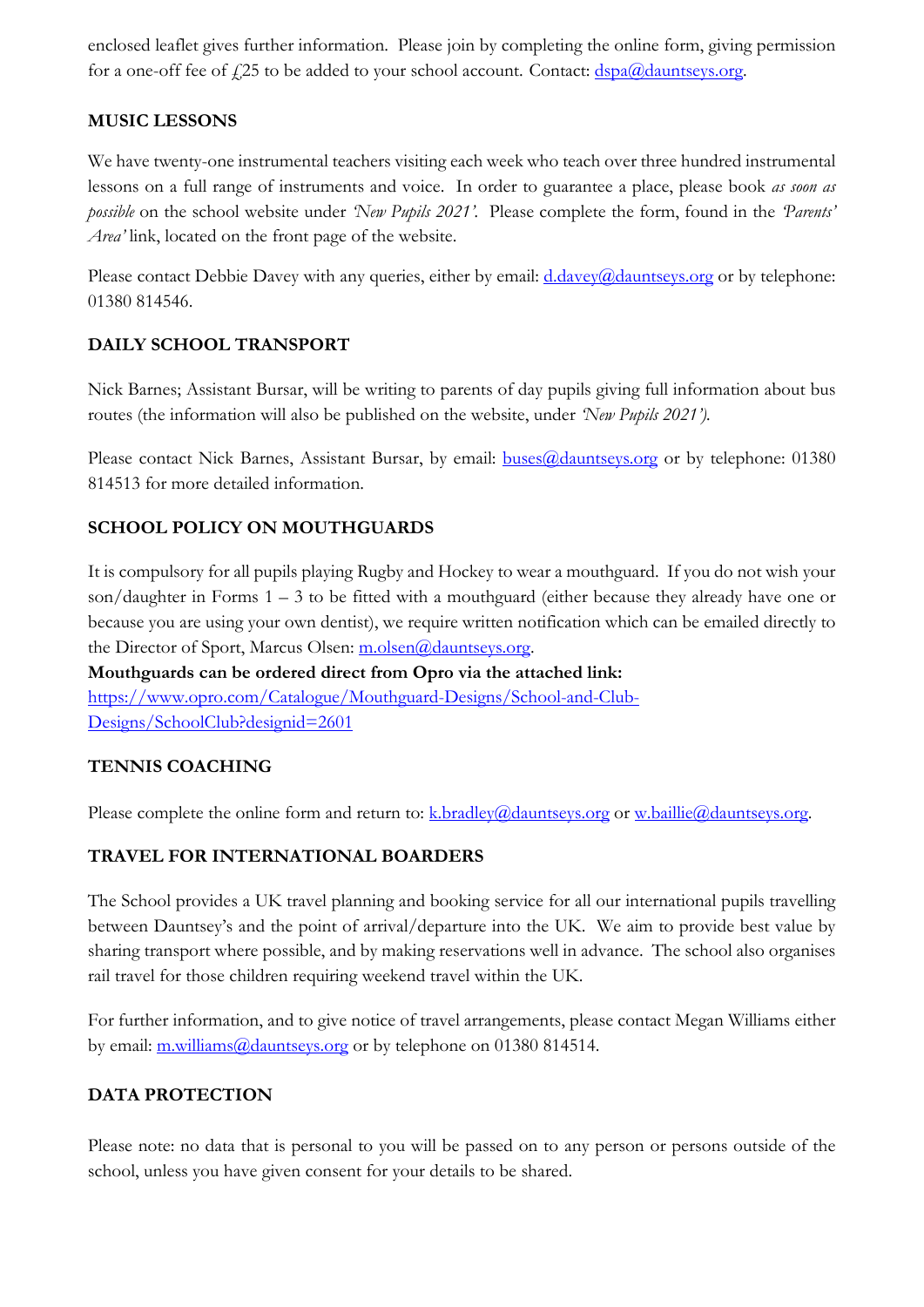enclosed leaflet gives further information. Please join by completing the online form, giving permission for a one-off fee of £25 to be added to your school account. Contact: dspa@dauntseys.org.

## MUSIC LESSONS

We have twenty-one instrumental teachers visiting each week who teach over three hundred instrumental lessons on a full range of instruments and voice. In order to guarantee a place, please book *as soon as possible* on the school website under *'New Pupils 2021'*. Please complete the form, found in the *'Parents' Area'* link, located on the front page of the website.

Please contact Debbie Davey with any queries, either by email: d.davey@dauntseys.org or by telephone: 01380 814546.

## DAILY SCHOOL TRANSPORT

Nick Barnes; Assistant Bursar, will be writing to parents of day pupils giving full information about bus routes (the information will also be published on the website, under *'New Pupils 2021')*.

Please contact Nick Barnes, Assistant Bursar, by email: buses@dauntseys.org or by telephone: 01380 814513 for more detailed information.

## SCHOOL POLICY ON MOUTHGUARDS

It is compulsory for all pupils playing Rugby and Hockey to wear a mouthguard. If you do not wish your son/daughter in Forms 1 – 3 to be fitted with a mouthguard (either because they already have one or because you are using your own dentist), we require written notification which can be emailed directly to the Director of Sport, Marcus Olsen: m.olsen@dauntseys.org.

**Mouthguards can be ordered direct from Opro via the attached link:**
https://www.opro.com/Catalogue/Mouthguard-Designs/School-and-Club-Designs/SchoolClub?designid=2601

## TENNIS COACHING

Please complete the online form and return to: k.bradley@dauntseys.org or w.baillie@dauntseys.org.

## TRAVEL FOR INTERNATIONAL BOARDERS

The School provides a UK travel planning and booking service for all our international pupils travelling between Dauntsey's and the point of arrival/departure into the UK. We aim to provide best value by sharing transport where possible, and by making reservations well in advance. The school also organises rail travel for those children requiring weekend travel within the UK.

For further information, and to give notice of travel arrangements, please contact Megan Williams either by email: m.williams@dauntseys.org or by telephone on 01380 814514.

## DATA PROTECTION

Please note: no data that is personal to you will be passed on to any person or persons outside of the school, unless you have given consent for your details to be shared.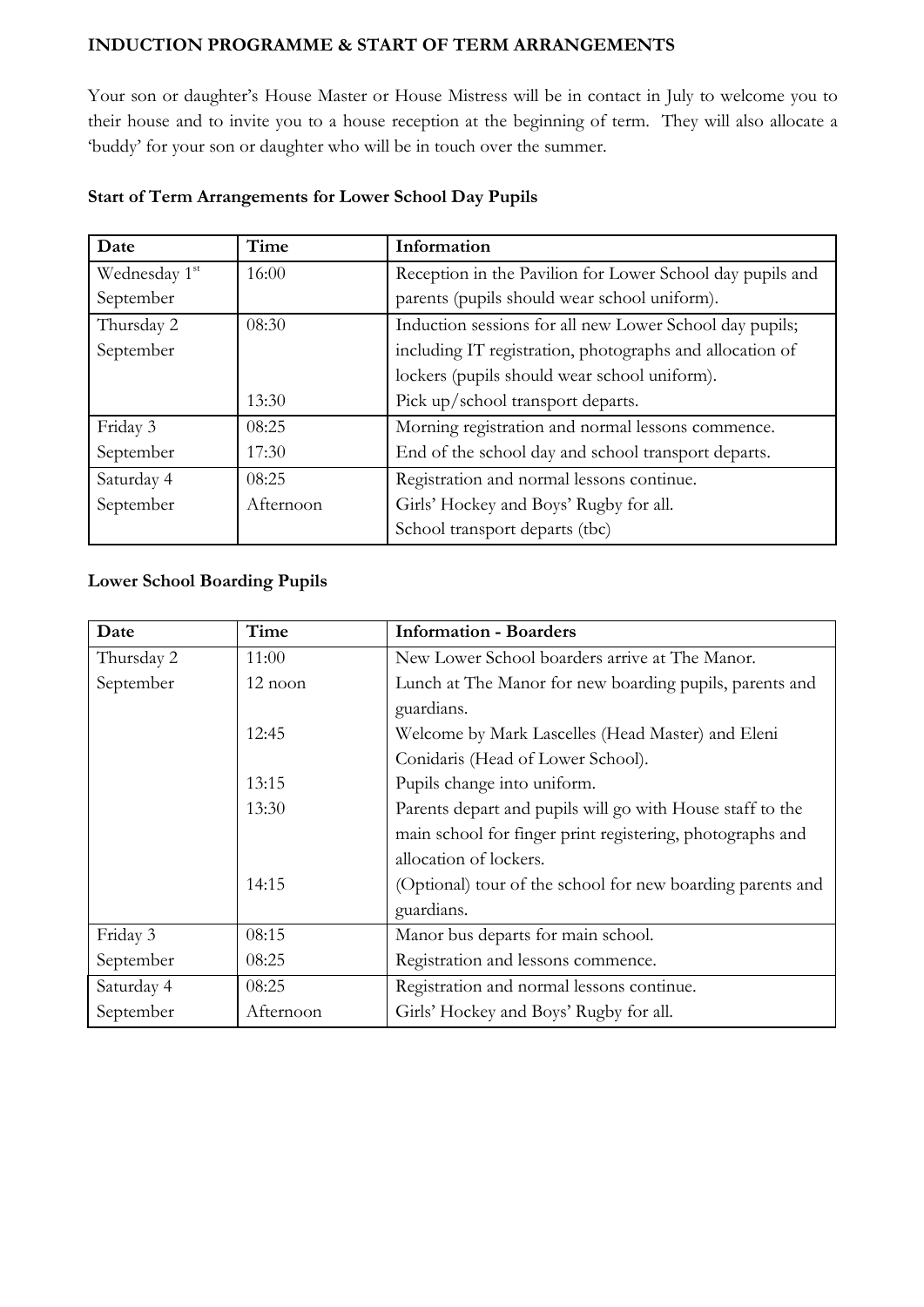**INDUCTION PROGRAMME & START OF TERM ARRANGEMENTS**

Your son or daughter's House Master or House Mistress will be in contact in July to welcome you to their house and to invite you to a house reception at the beginning of term. They will also allocate a 'buddy' for your son or daughter who will be in touch over the summer.

**Start of Term Arrangements for Lower School Day Pupils**

| Date | Time | Information |
|---|---|---|
| Wednesday 1st September | 16:00 | Reception in the Pavilion for Lower School day pupils and parents (pupils should wear school uniform). |
| Thursday 2 September | 08:30<br><br>13:30 | Induction sessions for all new Lower School day pupils; including IT registration, photographs and allocation of lockers (pupils should wear school uniform).<br>Pick up/school transport departs. |
| Friday 3 September | 08:25<br>17:30 | Morning registration and normal lessons commence.<br>End of the school day and school transport departs. |
| Saturday 4 September | 08:25<br>Afternoon | Registration and normal lessons continue.<br>Girls' Hockey and Boys' Rugby for all.<br>School transport departs (tbc) |

**Lower School Boarding Pupils**

| Date | Time | Information - Boarders |
|---|---|---|
| Thursday 2 September | 11:00<br>12 noon<br><br>12:45<br><br>13:15<br>13:30<br><br>14:15 | New Lower School boarders arrive at The Manor.<br>Lunch at The Manor for new boarding pupils, parents and guardians.<br>Welcome by Mark Lascelles (Head Master) and Eleni Conidaris (Head of Lower School).<br>Pupils change into uniform.<br>Parents depart and pupils will go with House staff to the main school for finger print registering, photographs and allocation of lockers.<br>(Optional) tour of the school for new boarding parents and guardians. |
| Friday 3 September | 08:15<br>08:25 | Manor bus departs for main school.<br>Registration and lessons commence. |
| Saturday 4 September | 08:25<br>Afternoon | Registration and normal lessons continue.<br>Girls' Hockey and Boys' Rugby for all. |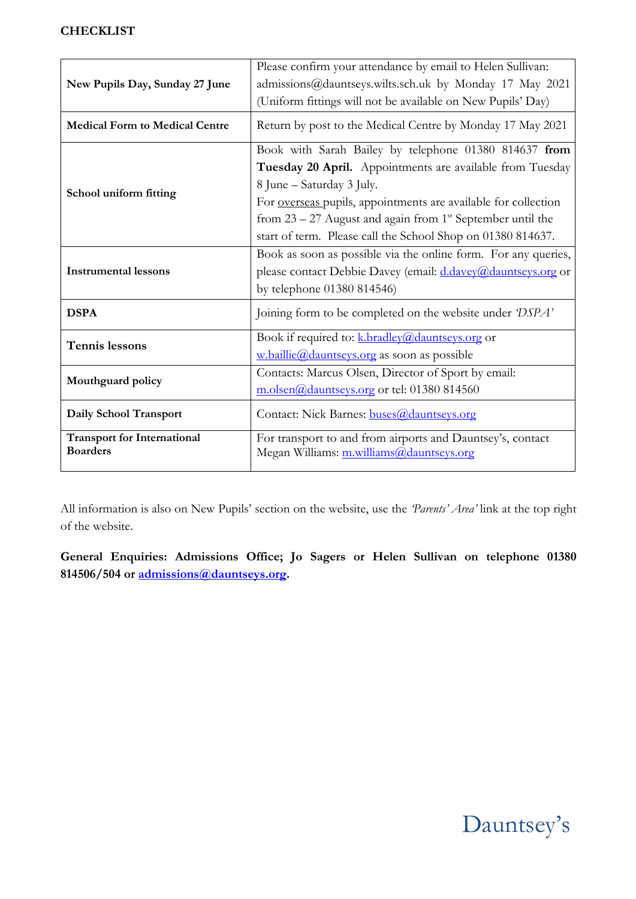**CHECKLIST**

| | |
|---|---|
| **New Pupils Day, Sunday 27 June** | Please confirm your attendance by email to Helen Sullivan: admissions@dauntseys.wilts.sch.uk by Monday 17 May 2021 (Uniform fittings will not be available on New Pupils' Day) |
| **Medical Form to Medical Centre** | Return by post to the Medical Centre by Monday 17 May 2021 |
| **School uniform fitting** | Book with Sarah Bailey by telephone 01380 814637 **from Tuesday 20 April.** Appointments are available from Tuesday 8 June – Saturday 3 July. For overseas pupils, appointments are available for collection from 23 – 27 August and again from 1st September until the start of term. Please call the School Shop on 01380 814637. |
| **Instrumental lessons** | Book as soon as possible via the online form. For any queries, please contact Debbie Davey (email: d.davey@dauntseys.org or by telephone 01380 814546) |
| **DSPA** | Joining form to be completed on the website under *'DSPA'* |
| **Tennis lessons** | Book if required to: k.bradley@dauntseys.org or w.baillie@dauntseys.org as soon as possible |
| **Mouthguard policy** | Contacts: Marcus Olsen, Director of Sport by email: m.olsen@dauntseys.org or tel: 01380 814560 |
| **Daily School Transport** | Contact: Nick Barnes: buses@dauntseys.org |
| **Transport for International Boarders** | For transport to and from airports and Dauntsey's, contact Megan Williams: m.williams@dauntseys.org |

All information is also on New Pupils' section on the website, use the *'Parents' Area'* link at the top right of the website.

**General Enquiries: Admissions Office; Jo Sagers or Helen Sullivan on telephone 01380 814506/504 or admissions@dauntseys.org.**

Dauntsey's